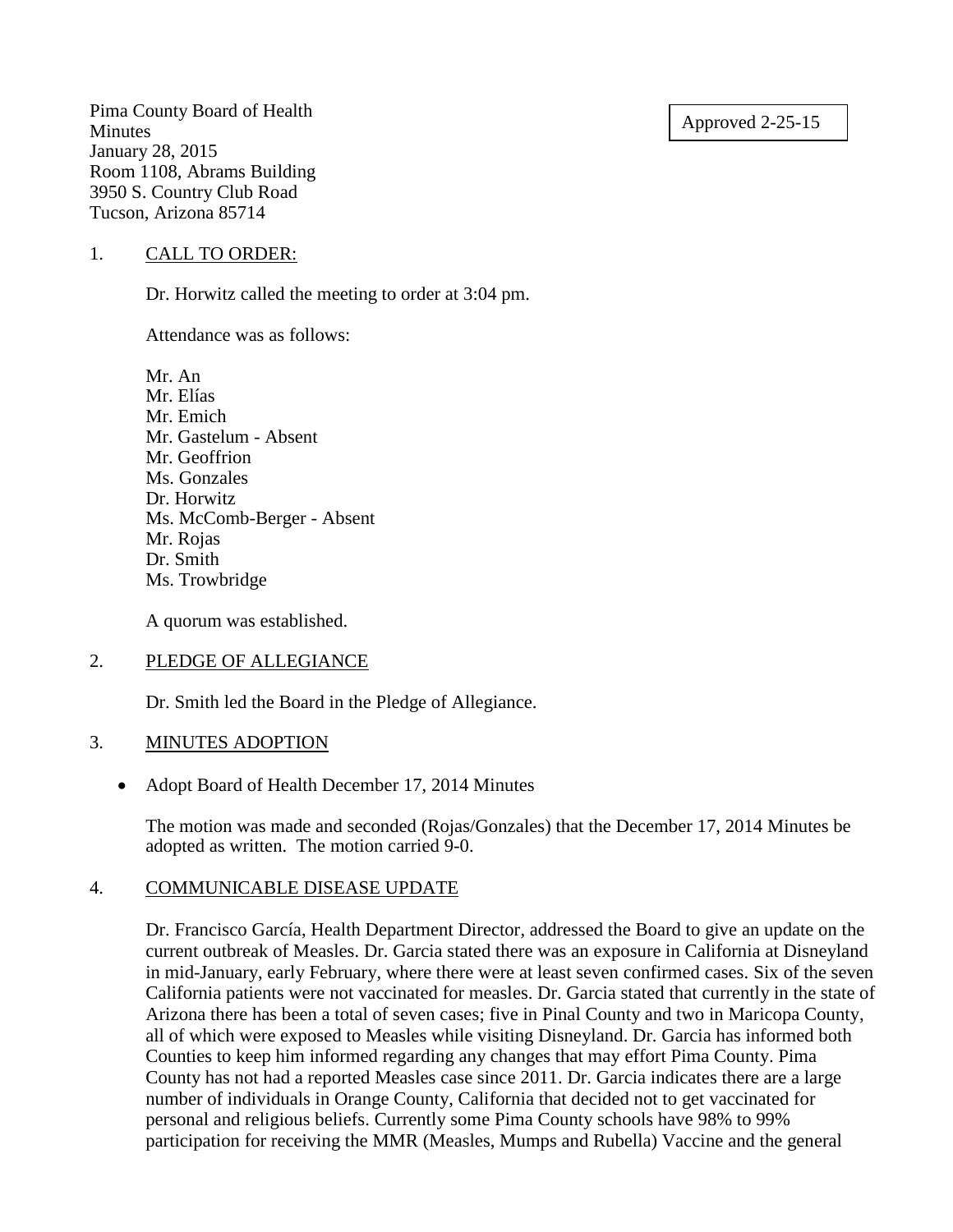Approved 2-25-15

Pima County Board of Health
Minutes
January 28, 2015
Room 1108, Abrams Building
3950 S. Country Club Road
Tucson, Arizona 85714

1. CALL TO ORDER:

   Dr. Horwitz called the meeting to order at 3:04 pm.

   Attendance was as follows:

   Mr. An
   Mr. Elías
   Mr. Emich
   Mr. Gastelum - Absent
   Mr. Geoffrion
   Ms. Gonzales
   Dr. Horwitz
   Ms. McComb-Berger - Absent
   Mr. Rojas
   Dr. Smith
   Ms. Trowbridge

   A quorum was established.

2. PLEDGE OF ALLEGIANCE

   Dr. Smith led the Board in the Pledge of Allegiance.

3. MINUTES ADOPTION

   - Adopt Board of Health December 17, 2014 Minutes

   The motion was made and seconded (Rojas/Gonzales) that the December 17, 2014 Minutes be adopted as written. The motion carried 9-0.

4. COMMUNICABLE DISEASE UPDATE

   Dr. Francisco García, Health Department Director, addressed the Board to give an update on the current outbreak of Measles. Dr. Garcia stated there was an exposure in California at Disneyland in mid-January, early February, where there were at least seven confirmed cases. Six of the seven California patients were not vaccinated for measles. Dr. Garcia stated that currently in the state of Arizona there has been a total of seven cases; five in Pinal County and two in Maricopa County, all of which were exposed to Measles while visiting Disneyland. Dr. Garcia has informed both Counties to keep him informed regarding any changes that may effort Pima County. Pima County has not had a reported Measles case since 2011. Dr. Garcia indicates there are a large number of individuals in Orange County, California that decided not to get vaccinated for personal and religious beliefs. Currently some Pima County schools have 98% to 99% participation for receiving the MMR (Measles, Mumps and Rubella) Vaccine and the general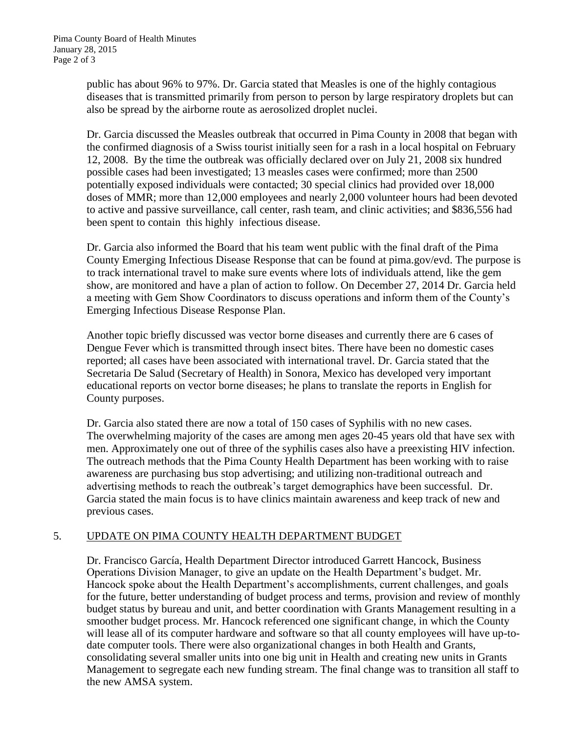public has about 96% to 97%. Dr. Garcia stated that Measles is one of the highly contagious diseases that is transmitted primarily from person to person by large respiratory droplets but can also be spread by the airborne route as aerosolized droplet nuclei.

Dr. Garcia discussed the Measles outbreak that occurred in Pima County in 2008 that began with the confirmed diagnosis of a Swiss tourist initially seen for a rash in a local hospital on February 12, 2008. By the time the outbreak was officially declared over on July 21, 2008 six hundred possible cases had been investigated; 13 measles cases were confirmed; more than 2500 potentially exposed individuals were contacted; 30 special clinics had provided over 18,000 doses of MMR; more than 12,000 employees and nearly 2,000 volunteer hours had been devoted to active and passive surveillance, call center, rash team, and clinic activities; and $836,556 had been spent to contain this highly infectious disease.

Dr. Garcia also informed the Board that his team went public with the final draft of the Pima County Emerging Infectious Disease Response that can be found at pima.gov/evd. The purpose is to track international travel to make sure events where lots of individuals attend, like the gem show, are monitored and have a plan of action to follow. On December 27, 2014 Dr. Garcia held a meeting with Gem Show Coordinators to discuss operations and inform them of the County's Emerging Infectious Disease Response Plan.

Another topic briefly discussed was vector borne diseases and currently there are 6 cases of Dengue Fever which is transmitted through insect bites. There have been no domestic cases reported; all cases have been associated with international travel. Dr. Garcia stated that the Secretaria De Salud (Secretary of Health) in Sonora, Mexico has developed very important educational reports on vector borne diseases; he plans to translate the reports in English for County purposes.

Dr. Garcia also stated there are now a total of 150 cases of Syphilis with no new cases. The overwhelming majority of the cases are among men ages 20-45 years old that have sex with men. Approximately one out of three of the syphilis cases also have a preexisting HIV infection. The outreach methods that the Pima County Health Department has been working with to raise awareness are purchasing bus stop advertising; and utilizing non-traditional outreach and advertising methods to reach the outbreak's target demographics have been successful. Dr. Garcia stated the main focus is to have clinics maintain awareness and keep track of new and previous cases.

## 5. UPDATE ON PIMA COUNTY HEALTH DEPARTMENT BUDGET

Dr. Francisco García, Health Department Director introduced Garrett Hancock, Business Operations Division Manager, to give an update on the Health Department's budget. Mr. Hancock spoke about the Health Department's accomplishments, current challenges, and goals for the future, better understanding of budget process and terms, provision and review of monthly budget status by bureau and unit, and better coordination with Grants Management resulting in a smoother budget process. Mr. Hancock referenced one significant change, in which the County will lease all of its computer hardware and software so that all county employees will have up-to-date computer tools. There were also organizational changes in both Health and Grants, consolidating several smaller units into one big unit in Health and creating new units in Grants Management to segregate each new funding stream. The final change was to transition all staff to the new AMSA system.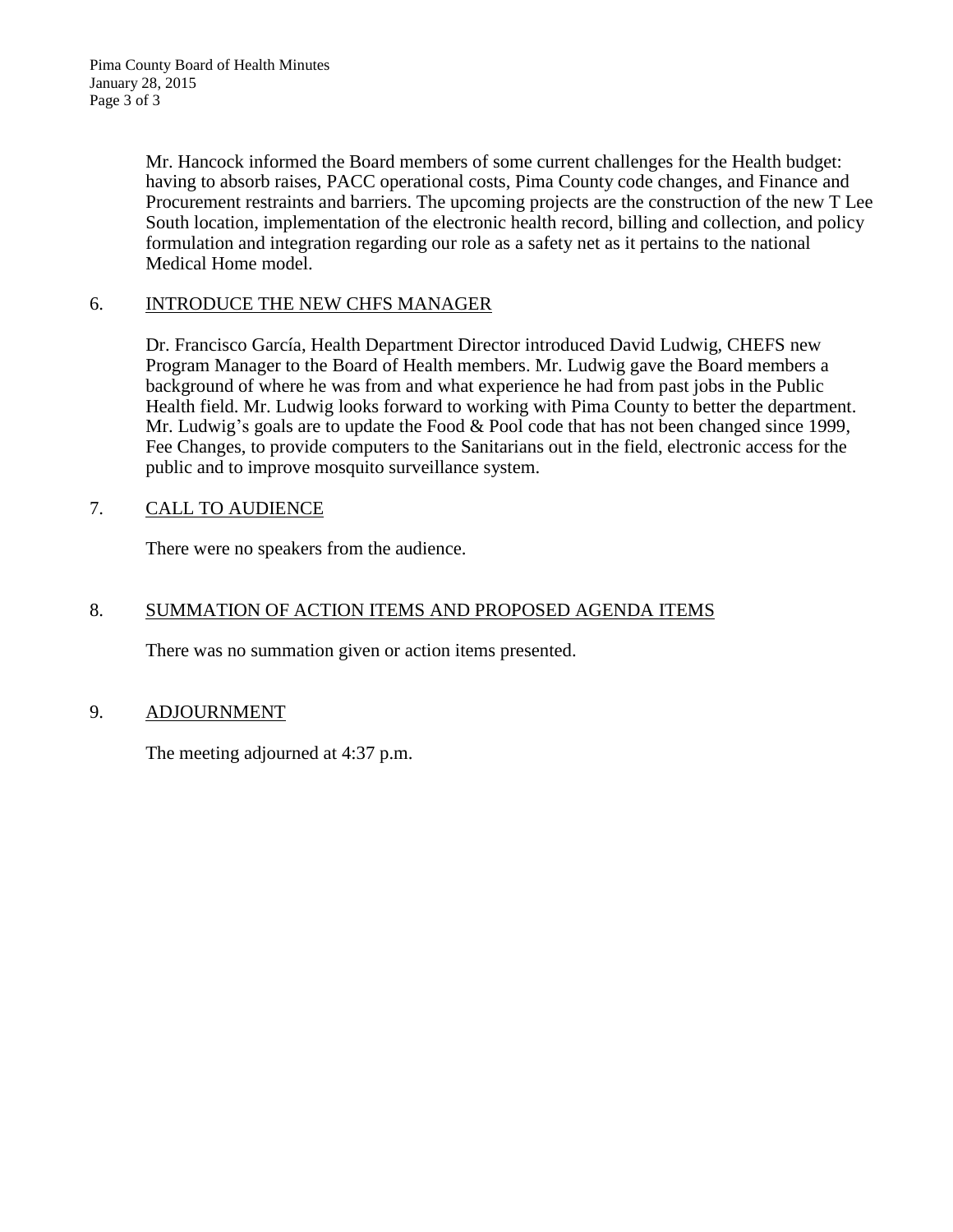Mr. Hancock informed the Board members of some current challenges for the Health budget: having to absorb raises, PACC operational costs, Pima County code changes, and Finance and Procurement restraints and barriers. The upcoming projects are the construction of the new T Lee South location, implementation of the electronic health record, billing and collection, and policy formulation and integration regarding our role as a safety net as it pertains to the national Medical Home model.

6. INTRODUCE THE NEW CHFS MANAGER

   Dr. Francisco García, Health Department Director introduced David Ludwig, CHEFS new Program Manager to the Board of Health members. Mr. Ludwig gave the Board members a background of where he was from and what experience he had from past jobs in the Public Health field. Mr. Ludwig looks forward to working with Pima County to better the department. Mr. Ludwig's goals are to update the Food & Pool code that has not been changed since 1999, Fee Changes, to provide computers to the Sanitarians out in the field, electronic access for the public and to improve mosquito surveillance system.

7. CALL TO AUDIENCE

   There were no speakers from the audience.

8. SUMMATION OF ACTION ITEMS AND PROPOSED AGENDA ITEMS

   There was no summation given or action items presented.

9. ADJOURNMENT

   The meeting adjourned at 4:37 p.m.